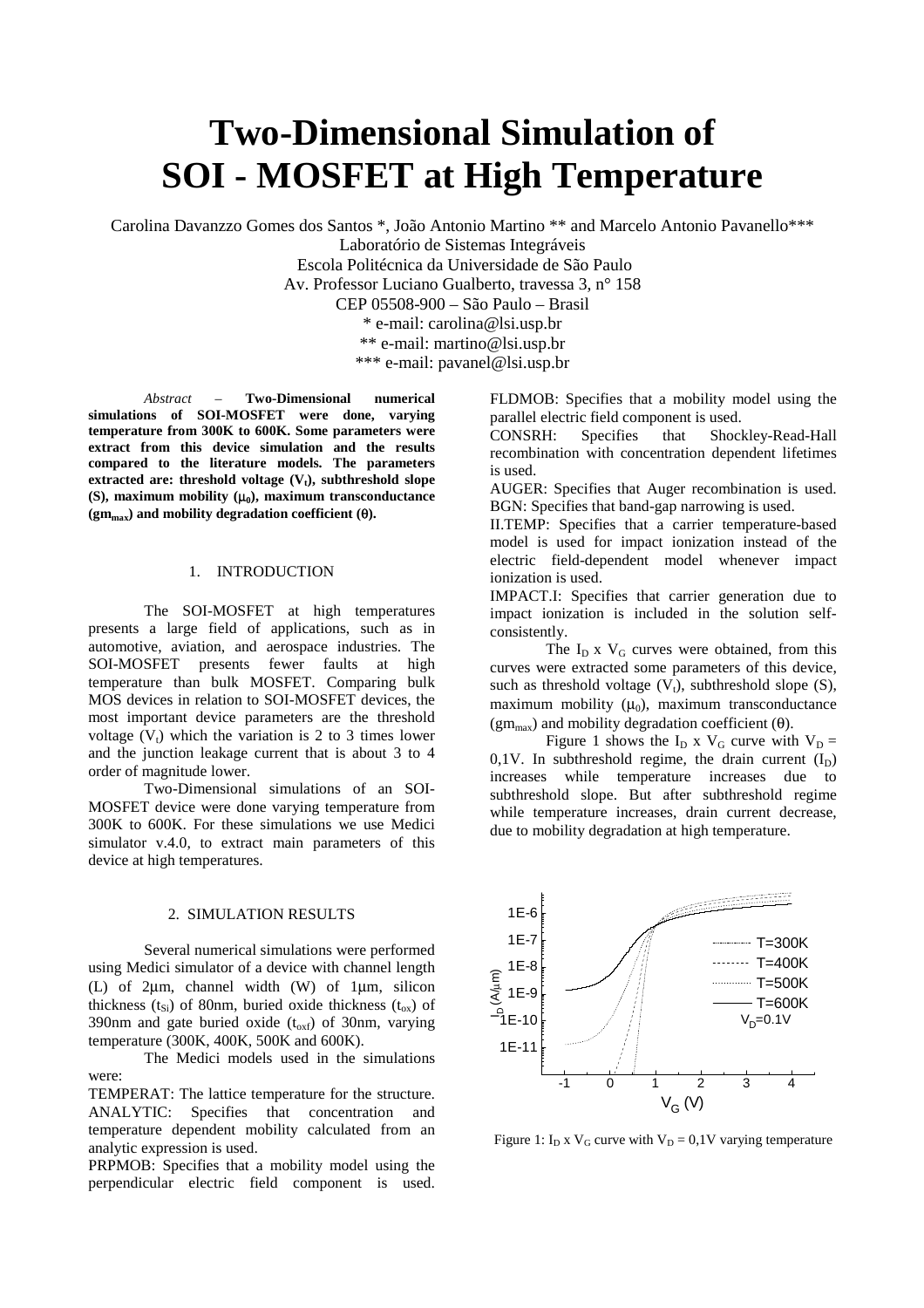# Two-Dimensional Simulation of SOI - MOSFET at High Temperature

Carolina Davanzzo Gomes dos Santos *, João Antonio Martino ** and Marcelo Antonio Pavanello***
Laboratório de Sistemas Integráveis
Escola Politécnica da Universidade de São Paulo
Av. Professor Luciano Gualberto, travessa 3, n° 158
CEP 05508-900 – São Paulo – Brasil
* e-mail: carolina@lsi.usp.br
** e-mail: martino@lsi.usp.br
*** e-mail: pavanel@lsi.usp.br

*Abstract* – **Two-Dimensional numerical simulations of SOI-MOSFET were done, varying temperature from 300K to 600K. Some parameters were extract from this device simulation and the results compared to the literature models. The parameters extracted are: threshold voltage ($V_t$), subthreshold slope (S), maximum mobility ($\mu_0$), maximum transconductance ($gm_{max}$) and mobility degradation coefficient ($\theta$).**

## 1. INTRODUCTION

The SOI-MOSFET at high temperatures presents a large field of applications, such as in automotive, aviation, and aerospace industries. The SOI-MOSFET presents fewer faults at high temperature than bulk MOSFET. Comparing bulk MOS devices in relation to SOI-MOSFET devices, the most important device parameters are the threshold voltage ($V_t$) which the variation is 2 to 3 times lower and the junction leakage current that is about 3 to 4 order of magnitude lower.

Two-Dimensional simulations of an SOI-MOSFET device were done varying temperature from 300K to 600K. For these simulations we use Medici simulator v.4.0, to extract main parameters of this device at high temperatures.

## 2. SIMULATION RESULTS

Several numerical simulations were performed using Medici simulator of a device with channel length (L) of 2μm, channel width (W) of 1μm, silicon thickness ($t_{Si}$) of 80nm, buried oxide thickness ($t_{ox}$) of 390nm and gate buried oxide ($t_{oxf}$) of 30nm, varying temperature (300K, 400K, 500K and 600K).

The Medici models used in the simulations were:

TEMPERAT: The lattice temperature for the structure.
ANALYTIC: Specifies that concentration and temperature dependent mobility calculated from an analytic expression is used.
PRPMOB: Specifies that a mobility model using the perpendicular electric field component is used.
FLDMOB: Specifies that a mobility model using the parallel electric field component is used.
CONSRH: Specifies that Shockley-Read-Hall recombination with concentration dependent lifetimes is used.
AUGER: Specifies that Auger recombination is used.
BGN: Specifies that band-gap narrowing is used.
II.TEMP: Specifies that a carrier temperature-based model is used for impact ionization instead of the electric field-dependent model whenever impact ionization is used.
IMPACT.I: Specifies that carrier generation due to impact ionization is included in the solution self-consistently.

The $I_D$ x $V_G$ curves were obtained, from this curves were extracted some parameters of this device, such as threshold voltage ($V_t$), subthreshold slope (S), maximum mobility ($\mu_0$), maximum transconductance ($gm_{max}$) and mobility degradation coefficient ($\theta$).

Figure 1 shows the $I_D$ x $V_G$ curve with $V_D$ = 0,1V. In subthreshold regime, the drain current ($I_D$) increases while temperature increases due to subthreshold slope. But after subthreshold regime while temperature increases, drain current decrease, due to mobility degradation at high temperature.

Figure 1: $I_D$ x $V_G$ curve with $V_D$ = 0,1V varying temperature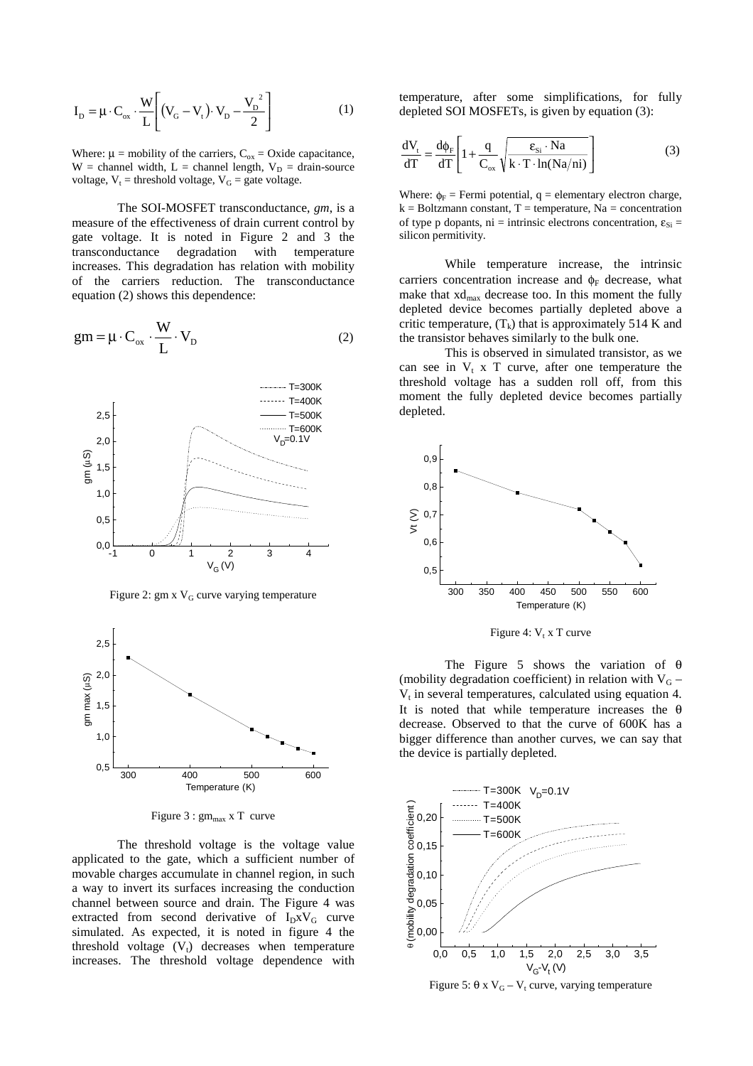$$I_D = \mu \cdot C_{ox} \cdot \frac{W}{L}\left[(V_G - V_t)\cdot V_D - \frac{V_D{}^2}{2}\right] \quad (1)$$

Where: $\mu$ = mobility of the carriers, $C_{ox}$ = Oxide capacitance, W = channel width, L = channel length, $V_D$ = drain-source voltage, $V_t$ = threshold voltage, $V_G$ = gate voltage.

The SOI-MOSFET transconductance, *gm*, is a measure of the effectiveness of drain current control by gate voltage. It is noted in Figure 2 and 3 the transconductance degradation with temperature increases. This degradation has relation with mobility of the carriers reduction. The transconductance equation (2) shows this dependence:

$$gm = \mu \cdot C_{ox} \cdot \frac{W}{L} \cdot V_D \quad (2)$$

Figure 2: gm x $V_G$ curve varying temperature

Figure 3 : $gm_{max}$ x T curve

The threshold voltage is the voltage value applicated to the gate, which a sufficient number of movable charges accumulate in channel region, in such a way to invert its surfaces increasing the conduction channel between source and drain. The Figure 4 was extracted from second derivative of $I_D$x$V_G$ curve simulated. As expected, it is noted in figure 4 the threshold voltage ($V_t$) decreases when temperature increases. The threshold voltage dependence with temperature, after some simplifications, for fully depleted SOI MOSFETs, is given by equation (3):

$$\frac{dV_t}{dT} = \frac{d\phi_F}{dT}\left[1 + \frac{q}{C_{ox}}\sqrt{\frac{\varepsilon_{Si}\cdot Na}{k\cdot T\cdot \ln(Na/ni)}}\right] \quad (3)$$

Where: $\phi_F$ = Fermi potential, q = elementary electron charge, k = Boltzmann constant, T = temperature, Na = concentration of type p dopants, ni = intrinsic electrons concentration, $\varepsilon_{Si}$ = silicon permitivity.

While temperature increase, the intrinsic carriers concentration increase and $\phi_F$ decrease, what make that $xd_{max}$ decrease too. In this moment the fully depleted device becomes partially depleted above a critic temperature, ($T_k$) that is approximately 514 K and the transistor behaves similarly to the bulk one.

This is observed in simulated transistor, as we can see in $V_t$ x T curve, after one temperature the threshold voltage has a sudden roll off, from this moment the fully depleted device becomes partially depleted.

Figure 4: $V_t$ x T curve

The Figure 5 shows the variation of $\theta$ (mobility degradation coefficient) in relation with $V_G - V_t$ in several temperatures, calculated using equation 4. It is noted that while temperature increases the $\theta$ decrease. Observed to that the curve of 600K has a bigger difference than another curves, we can say that the device is partially depleted.

Figure 5: $\theta$ x $V_G - V_t$ curve, varying temperature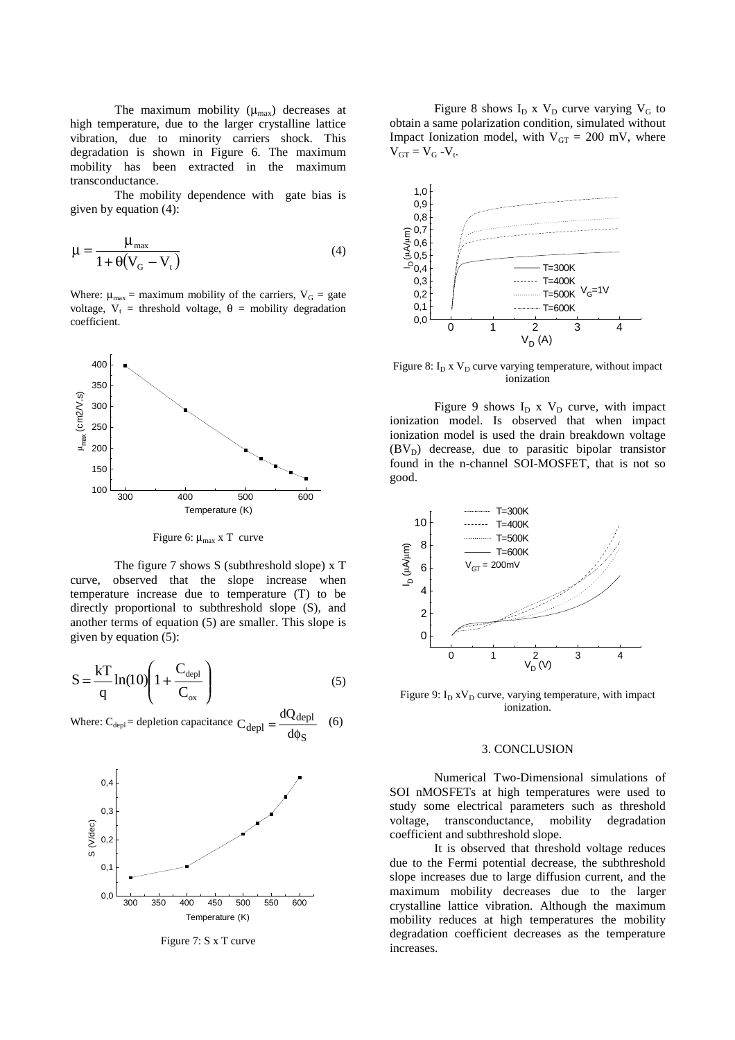The maximum mobility ($\mu_{max}$) decreases at high temperature, due to the larger crystalline lattice vibration, due to minority carriers shock. This degradation is shown in Figure 6. The maximum mobility has been extracted in the maximum transconductance.

The mobility dependence with gate bias is given by equation (4):

$$\mu = \frac{\mu_{max}}{1+\theta(V_G - V_t)} \tag{4}$$

Where: $\mu_{max}$ = maximum mobility of the carriers, $V_G$ = gate voltage, $V_t$ = threshold voltage, $\theta$ = mobility degradation coefficient.

Figure 6: $\mu_{max}$ x T curve

The figure 7 shows S (subthreshold slope) x T curve, observed that the slope increase when temperature increase due to temperature (T) to be directly proportional to subthreshold slope (S), and another terms of equation (5) are smaller. This slope is given by equation (5):

$$S = \frac{kT}{q}\ln(10)\left(1+\frac{C_{depl}}{C_{ox}}\right) \tag{5}$$

Where: $C_{depl}$ = depletion capacitance $C_{depl} = \frac{dQ_{depl}}{d\phi_S}$ (6)

Figure 7: S x T curve

Figure 8 shows $I_D$ x $V_D$ curve varying $V_G$ to obtain a same polarization condition, simulated without Impact Ionization model, with $V_{GT}$ = 200 mV, where $V_{GT} = V_G - V_t$.

Figure 8: $I_D$ x $V_D$ curve varying temperature, without impact ionization

Figure 9 shows $I_D$ x $V_D$ curve, with impact ionization model. Is observed that when impact ionization model is used the drain breakdown voltage ($BV_D$) decrease, due to parasitic bipolar transistor found in the n-channel SOI-MOSFET, that is not so good.

Figure 9: $I_D$ x$V_D$ curve, varying temperature, with impact ionization.

## 3. CONCLUSION

Numerical Two-Dimensional simulations of SOI nMOSFETs at high temperatures were used to study some electrical parameters such as threshold voltage, transconductance, mobility degradation coefficient and subthreshold slope.

It is observed that threshold voltage reduces due to the Fermi potential decrease, the subthreshold slope increases due to large diffusion current, and the maximum mobility decreases due to the larger crystalline lattice vibration. Although the maximum mobility reduces at high temperatures the mobility degradation coefficient decreases as the temperature increases.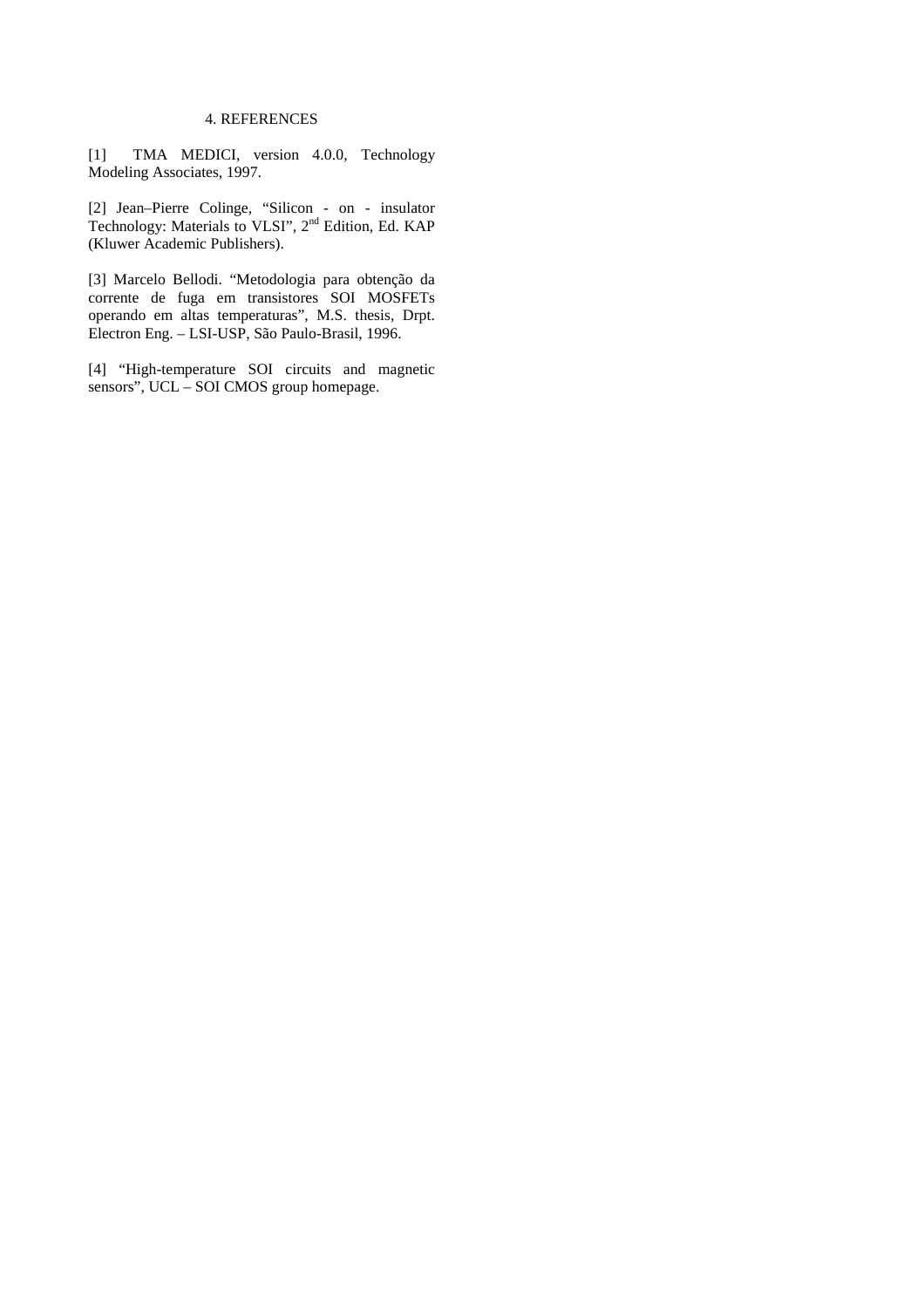## 4. REFERENCES

[1] TMA MEDICI, version 4.0.0, Technology Modeling Associates, 1997.

[2] Jean–Pierre Colinge, "Silicon - on - insulator Technology: Materials to VLSI", 2nd Edition, Ed. KAP (Kluwer Academic Publishers).

[3] Marcelo Bellodi. "Metodologia para obtenção da corrente de fuga em transistores SOI MOSFETs operando em altas temperaturas", M.S. thesis, Drpt. Electron Eng. – LSI-USP, São Paulo-Brasil, 1996.

[4] "High-temperature SOI circuits and magnetic sensors", UCL – SOI CMOS group homepage.